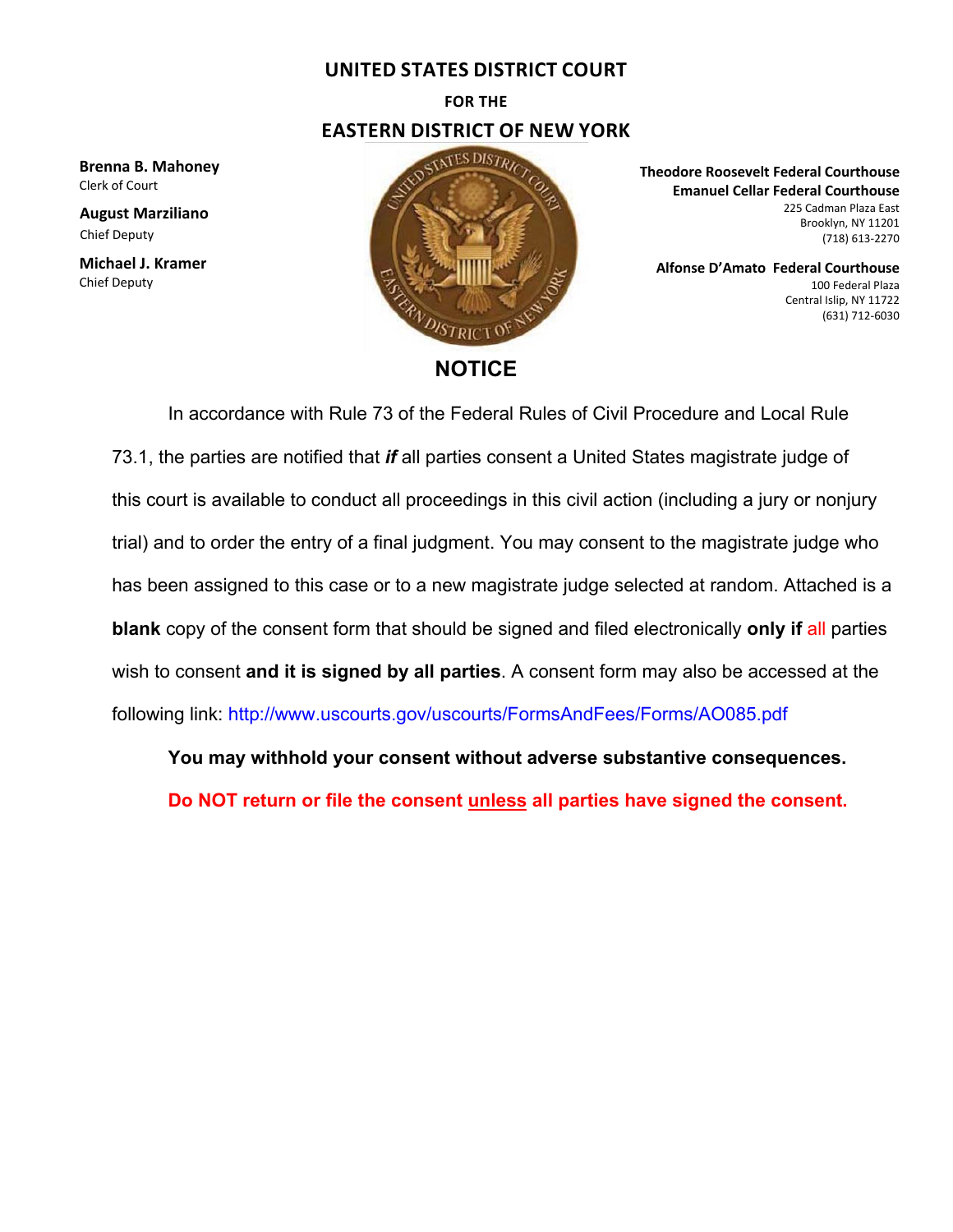# UNITED STATES DISTRICT COURT

### FOR THE

## EASTERN DISTRICT OF NEW YORK

**Brenna B. Mahoney**
Clerk of Court

**August Marziliano**
Chief Deputy

**Michael J. Kramer**
Chief Deputy

**Theodore Roosevelt Federal Courthouse**
**Emanuel Cellar Federal Courthouse**
225 Cadman Plaza East
Brooklyn, NY 11201
(718) 613-2270

**Alfonse D'Amato Federal Courthouse**
100 Federal Plaza
Central Islip, NY 11722
(631) 712-6030

## NOTICE

In accordance with Rule 73 of the Federal Rules of Civil Procedure and Local Rule 73.1, the parties are notified that ***if*** all parties consent a United States magistrate judge of this court is available to conduct all proceedings in this civil action (including a jury or nonjury trial) and to order the entry of a final judgment. You may consent to the magistrate judge who has been assigned to this case or to a new magistrate judge selected at random. Attached is a **blank** copy of the consent form that should be signed and filed electronically **only if** all parties wish to consent **and it is signed by all parties**. A consent form may also be accessed at the following link: http://www.uscourts.gov/uscourts/FormsAndFees/Forms/AO085.pdf

**You may withhold your consent without adverse substantive consequences.**

**Do NOT return or file the consent unless all parties have signed the consent.**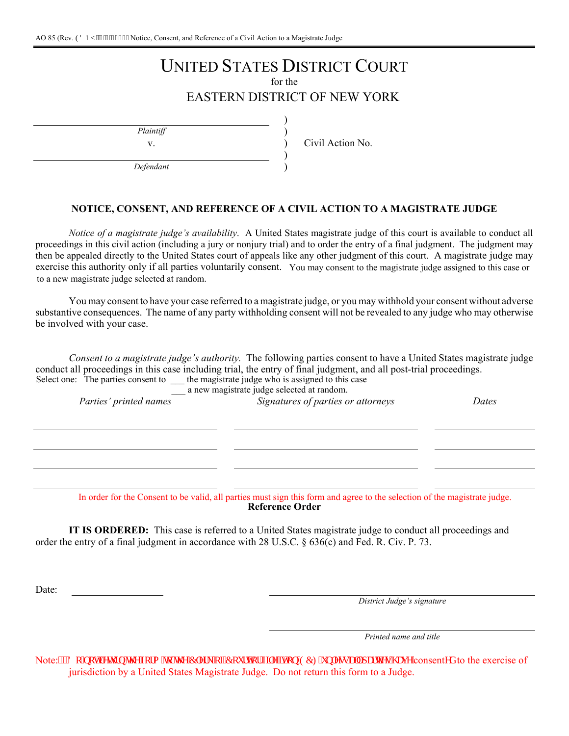AO 85 (Rev. ( ' 1 < ) Notice, Consent, and Reference of a Civil Action to a Magistrate Judge

# UNITED STATES DISTRICT COURT

for the

EASTERN DISTRICT OF NEW YORK

| | | |
|---|---|---|
| *Plaintiff* | ) | |
| v. | ) | Civil Action No. |
| *Defendant* | ) | |

## NOTICE, CONSENT, AND REFERENCE OF A CIVIL ACTION TO A MAGISTRATE JUDGE

*Notice of a magistrate judge's availability*. A United States magistrate judge of this court is available to conduct all proceedings in this civil action (including a jury or nonjury trial) and to order the entry of a final judgment. The judgment may then be appealed directly to the United States court of appeals like any other judgment of this court. A magistrate judge may exercise this authority only if all parties voluntarily consent. You may consent to the magistrate judge assigned to this case or to a new magistrate judge selected at random.

You may consent to have your case referred to a magistrate judge, or you may withhold your consent without adverse substantive consequences. The name of any party withholding consent will not be revealed to any judge who may otherwise be involved with your case.

*Consent to a magistrate judge's authority.* The following parties consent to have a United States magistrate judge conduct all proceedings in this case including trial, the entry of final judgment, and all post-trial proceedings.

Select one: The parties consent to ___ the magistrate judge who is assigned to this case

___ a new magistrate judge selected at random.

| *Parties' printed names* | *Signatures of parties or attorneys* | *Dates* |
|---|---|---|
| | | |
| | | |
| | | |
| | | |

In order for the Consent to be valid, all parties must sign this form and agree to the selection of the magistrate judge.

**Reference Order**

**IT IS ORDERED:** This case is referred to a United States magistrate judge to conduct all proceedings and order the entry of a final judgment in accordance with 28 U.S.C. § 636(c) and Fed. R. Civ. P. 73.

Date: ____________________

*District Judge's signature*

*Printed name and title*

Note: Do not return this form to the Clerk of Court unless all parties have consented to the exercise of jurisdiction by a United States Magistrate Judge. Do not return this form to a Judge.